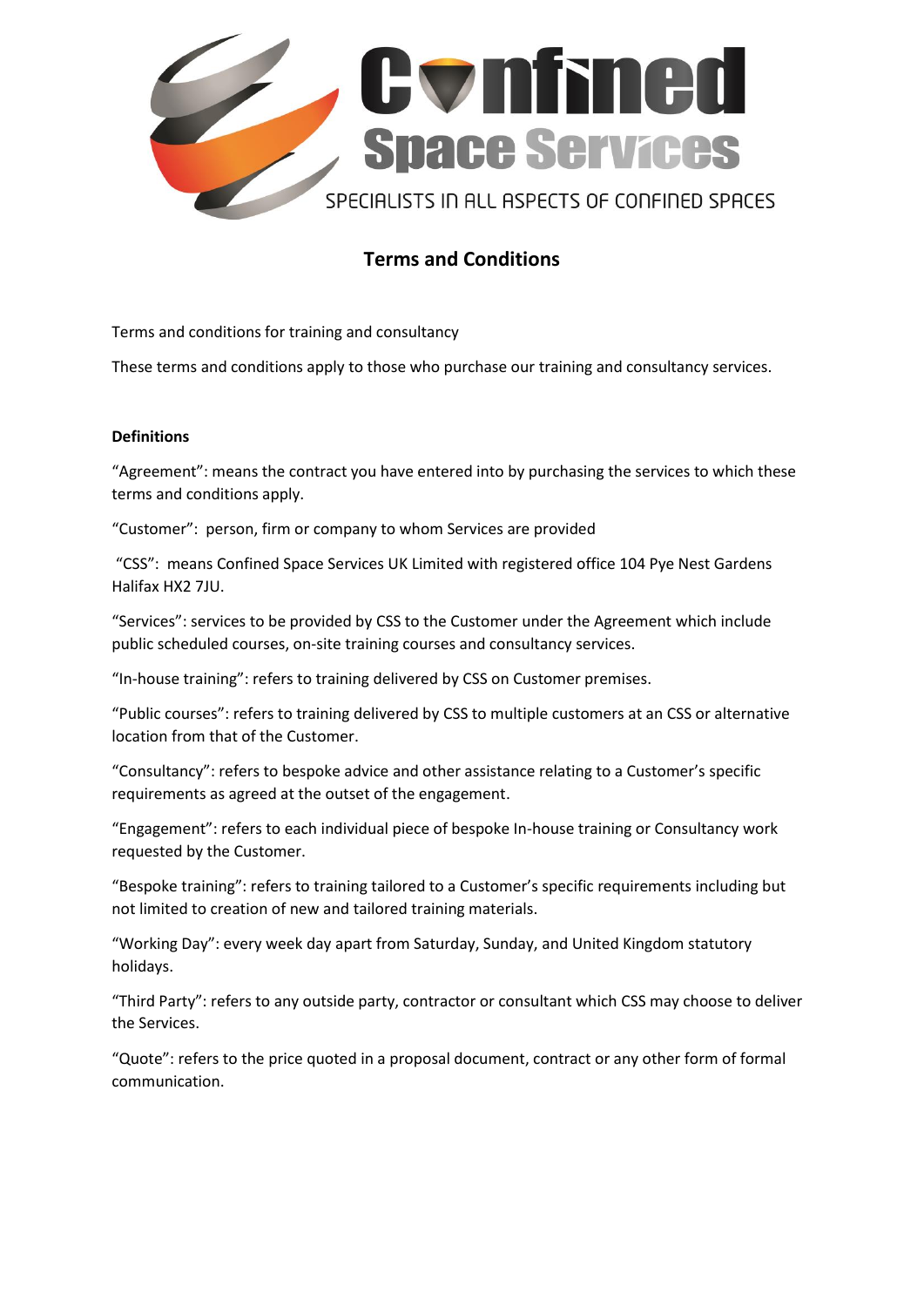# Confined Space Services

SPECIALISTS IN ALL ASPECTS OF CONFINED SPACES

## Terms and Conditions

Terms and conditions for training and consultancy

These terms and conditions apply to those who purchase our training and consultancy services.

**Definitions**

"Agreement": means the contract you have entered into by purchasing the services to which these terms and conditions apply.

"Customer": person, firm or company to whom Services are provided

"CSS": means Confined Space Services UK Limited with registered office 104 Pye Nest Gardens Halifax HX2 7JU.

"Services": services to be provided by CSS to the Customer under the Agreement which include public scheduled courses, on-site training courses and consultancy services.

"In-house training": refers to training delivered by CSS on Customer premises.

"Public courses": refers to training delivered by CSS to multiple customers at an CSS or alternative location from that of the Customer.

"Consultancy": refers to bespoke advice and other assistance relating to a Customer's specific requirements as agreed at the outset of the engagement.

"Engagement": refers to each individual piece of bespoke In-house training or Consultancy work requested by the Customer.

"Bespoke training": refers to training tailored to a Customer's specific requirements including but not limited to creation of new and tailored training materials.

"Working Day": every week day apart from Saturday, Sunday, and United Kingdom statutory holidays.

"Third Party": refers to any outside party, contractor or consultant which CSS may choose to deliver the Services.

"Quote": refers to the price quoted in a proposal document, contract or any other form of formal communication.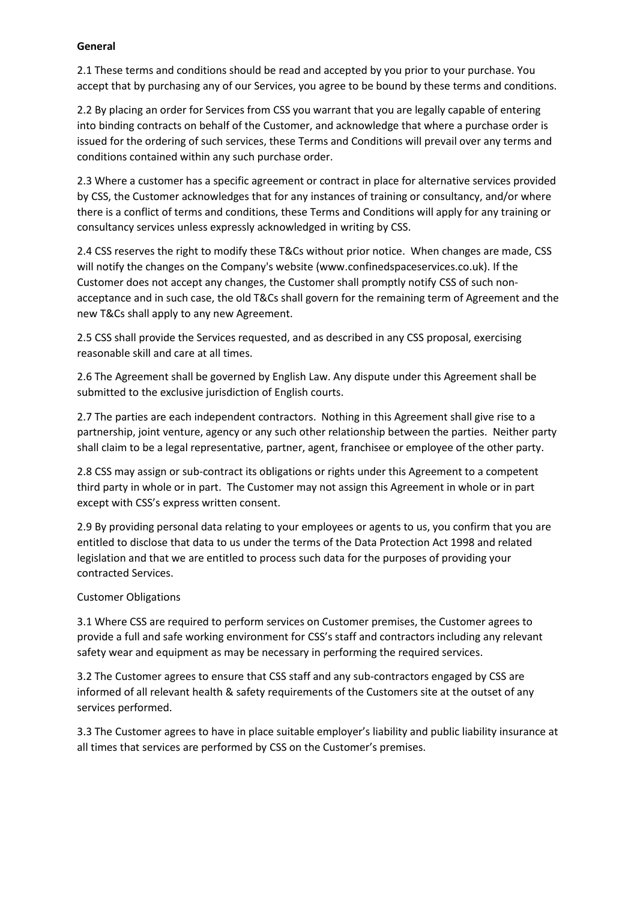**General**

2.1 These terms and conditions should be read and accepted by you prior to your purchase. You accept that by purchasing any of our Services, you agree to be bound by these terms and conditions.

2.2 By placing an order for Services from CSS you warrant that you are legally capable of entering into binding contracts on behalf of the Customer, and acknowledge that where a purchase order is issued for the ordering of such services, these Terms and Conditions will prevail over any terms and conditions contained within any such purchase order.

2.3 Where a customer has a specific agreement or contract in place for alternative services provided by CSS, the Customer acknowledges that for any instances of training or consultancy, and/or where there is a conflict of terms and conditions, these Terms and Conditions will apply for any training or consultancy services unless expressly acknowledged in writing by CSS.

2.4 CSS reserves the right to modify these T&Cs without prior notice. When changes are made, CSS will notify the changes on the Company's website (www.confinedspaceservices.co.uk). If the Customer does not accept any changes, the Customer shall promptly notify CSS of such non-acceptance and in such case, the old T&Cs shall govern for the remaining term of Agreement and the new T&Cs shall apply to any new Agreement.

2.5 CSS shall provide the Services requested, and as described in any CSS proposal, exercising reasonable skill and care at all times.

2.6 The Agreement shall be governed by English Law. Any dispute under this Agreement shall be submitted to the exclusive jurisdiction of English courts.

2.7 The parties are each independent contractors. Nothing in this Agreement shall give rise to a partnership, joint venture, agency or any such other relationship between the parties. Neither party shall claim to be a legal representative, partner, agent, franchisee or employee of the other party.

2.8 CSS may assign or sub-contract its obligations or rights under this Agreement to a competent third party in whole or in part. The Customer may not assign this Agreement in whole or in part except with CSS's express written consent.

2.9 By providing personal data relating to your employees or agents to us, you confirm that you are entitled to disclose that data to us under the terms of the Data Protection Act 1998 and related legislation and that we are entitled to process such data for the purposes of providing your contracted Services.

Customer Obligations

3.1 Where CSS are required to perform services on Customer premises, the Customer agrees to provide a full and safe working environment for CSS's staff and contractors including any relevant safety wear and equipment as may be necessary in performing the required services.

3.2 The Customer agrees to ensure that CSS staff and any sub-contractors engaged by CSS are informed of all relevant health & safety requirements of the Customers site at the outset of any services performed.

3.3 The Customer agrees to have in place suitable employer's liability and public liability insurance at all times that services are performed by CSS on the Customer's premises.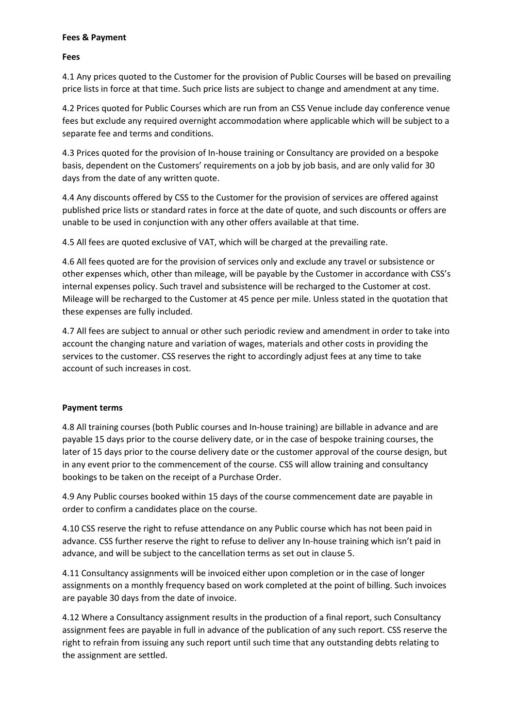**Fees & Payment**

**Fees**

4.1 Any prices quoted to the Customer for the provision of Public Courses will be based on prevailing price lists in force at that time. Such price lists are subject to change and amendment at any time.

4.2 Prices quoted for Public Courses which are run from an CSS Venue include day conference venue fees but exclude any required overnight accommodation where applicable which will be subject to a separate fee and terms and conditions.

4.3 Prices quoted for the provision of In-house training or Consultancy are provided on a bespoke basis, dependent on the Customers' requirements on a job by job basis, and are only valid for 30 days from the date of any written quote.

4.4 Any discounts offered by CSS to the Customer for the provision of services are offered against published price lists or standard rates in force at the date of quote, and such discounts or offers are unable to be used in conjunction with any other offers available at that time.

4.5 All fees are quoted exclusive of VAT, which will be charged at the prevailing rate.

4.6 All fees quoted are for the provision of services only and exclude any travel or subsistence or other expenses which, other than mileage, will be payable by the Customer in accordance with CSS's internal expenses policy. Such travel and subsistence will be recharged to the Customer at cost. Mileage will be recharged to the Customer at 45 pence per mile. Unless stated in the quotation that these expenses are fully included.

4.7 All fees are subject to annual or other such periodic review and amendment in order to take into account the changing nature and variation of wages, materials and other costs in providing the services to the customer. CSS reserves the right to accordingly adjust fees at any time to take account of such increases in cost.

**Payment terms**

4.8 All training courses (both Public courses and In-house training) are billable in advance and are payable 15 days prior to the course delivery date, or in the case of bespoke training courses, the later of 15 days prior to the course delivery date or the customer approval of the course design, but in any event prior to the commencement of the course. CSS will allow training and consultancy bookings to be taken on the receipt of a Purchase Order.

4.9 Any Public courses booked within 15 days of the course commencement date are payable in order to confirm a candidates place on the course.

4.10 CSS reserve the right to refuse attendance on any Public course which has not been paid in advance. CSS further reserve the right to refuse to deliver any In-house training which isn't paid in advance, and will be subject to the cancellation terms as set out in clause 5.

4.11 Consultancy assignments will be invoiced either upon completion or in the case of longer assignments on a monthly frequency based on work completed at the point of billing. Such invoices are payable 30 days from the date of invoice.

4.12 Where a Consultancy assignment results in the production of a final report, such Consultancy assignment fees are payable in full in advance of the publication of any such report. CSS reserve the right to refrain from issuing any such report until such time that any outstanding debts relating to the assignment are settled.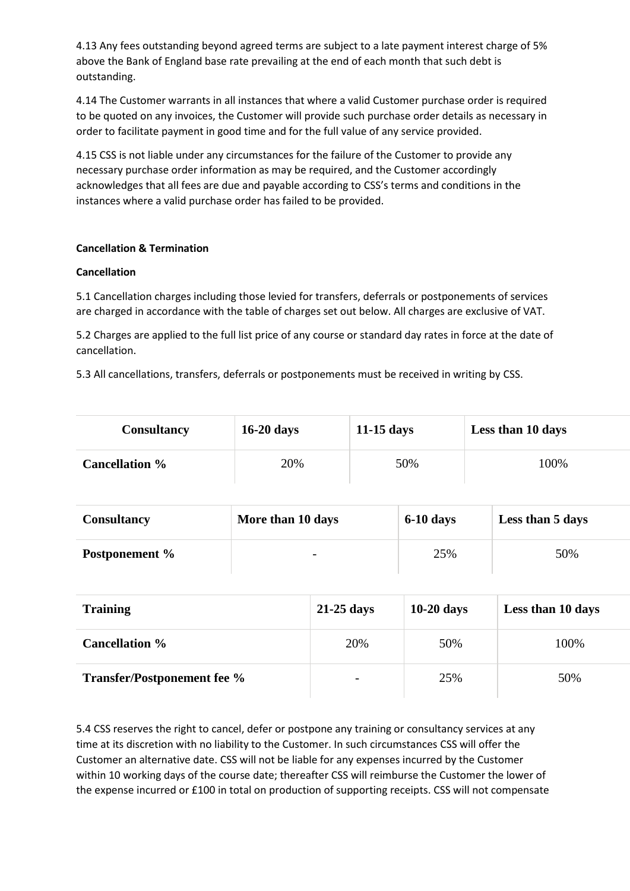4.13 Any fees outstanding beyond agreed terms are subject to a late payment interest charge of 5% above the Bank of England base rate prevailing at the end of each month that such debt is outstanding.

4.14 The Customer warrants in all instances that where a valid Customer purchase order is required to be quoted on any invoices, the Customer will provide such purchase order details as necessary in order to facilitate payment in good time and for the full value of any service provided.

4.15 CSS is not liable under any circumstances for the failure of the Customer to provide any necessary purchase order information as may be required, and the Customer accordingly acknowledges that all fees are due and payable according to CSS's terms and conditions in the instances where a valid purchase order has failed to be provided.

**Cancellation & Termination**

**Cancellation**

5.1 Cancellation charges including those levied for transfers, deferrals or postponements of services are charged in accordance with the table of charges set out below. All charges are exclusive of VAT.

5.2 Charges are applied to the full list price of any course or standard day rates in force at the date of cancellation.

5.3 All cancellations, transfers, deferrals or postponements must be received in writing by CSS.

| **Consultancy** | **16-20 days** | **11-15 days** | **Less than 10 days** |
|---|---|---|---|
| **Cancellation %** | 20% | 50% | 100% |

| **Consultancy** | **More than 10 days** | **6-10 days** | **Less than 5 days** |
|---|---|---|---|
| **Postponement %** | - | 25% | 50% |

| **Training** | **21-25 days** | **10-20 days** | **Less than 10 days** |
|---|---|---|---|
| **Cancellation %** | 20% | 50% | 100% |
| **Transfer/Postponement fee %** | - | 25% | 50% |

5.4 CSS reserves the right to cancel, defer or postpone any training or consultancy services at any time at its discretion with no liability to the Customer. In such circumstances CSS will offer the Customer an alternative date. CSS will not be liable for any expenses incurred by the Customer within 10 working days of the course date; thereafter CSS will reimburse the Customer the lower of the expense incurred or £100 in total on production of supporting receipts. CSS will not compensate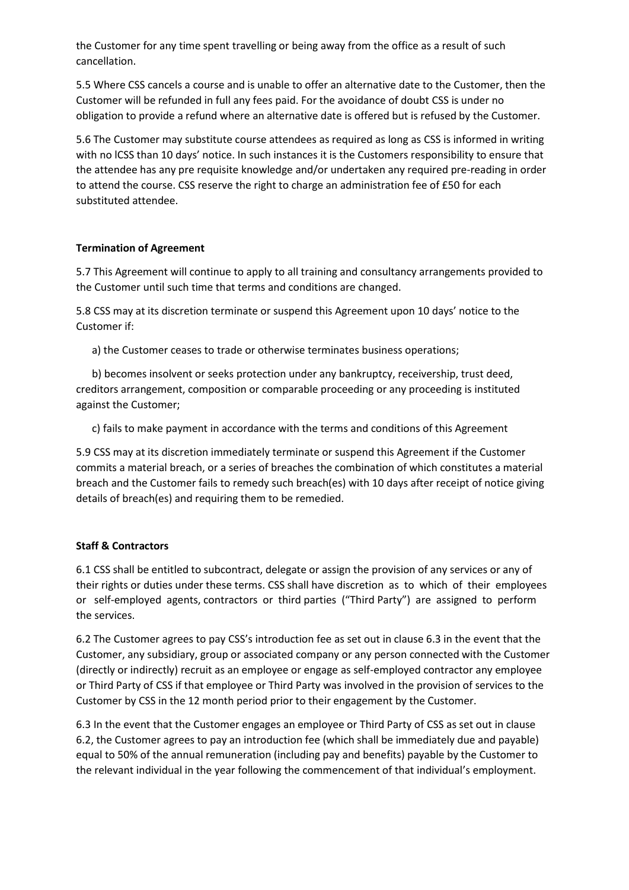the Customer for any time spent travelling or being away from the office as a result of such cancellation.

5.5 Where CSS cancels a course and is unable to offer an alternative date to the Customer, then the Customer will be refunded in full any fees paid. For the avoidance of doubt CSS is under no obligation to provide a refund where an alternative date is offered but is refused by the Customer.

5.6 The Customer may substitute course attendees as required as long as CSS is informed in writing with no lCSS than 10 days' notice. In such instances it is the Customers responsibility to ensure that the attendee has any pre requisite knowledge and/or undertaken any required pre-reading in order to attend the course. CSS reserve the right to charge an administration fee of £50 for each substituted attendee.

**Termination of Agreement**

5.7 This Agreement will continue to apply to all training and consultancy arrangements provided to the Customer until such time that terms and conditions are changed.

5.8 CSS may at its discretion terminate or suspend this Agreement upon 10 days' notice to the Customer if:

a) the Customer ceases to trade or otherwise terminates business operations;

b) becomes insolvent or seeks protection under any bankruptcy, receivership, trust deed, creditors arrangement, composition or comparable proceeding or any proceeding is instituted against the Customer;

c) fails to make payment in accordance with the terms and conditions of this Agreement

5.9 CSS may at its discretion immediately terminate or suspend this Agreement if the Customer commits a material breach, or a series of breaches the combination of which constitutes a material breach and the Customer fails to remedy such breach(es) with 10 days after receipt of notice giving details of breach(es) and requiring them to be remedied.

**Staff & Contractors**

6.1 CSS shall be entitled to subcontract, delegate or assign the provision of any services or any of their rights or duties under these terms. CSS shall have discretion as to which of their employees or self-employed agents, contractors or third parties ("Third Party") are assigned to perform the services.

6.2 The Customer agrees to pay CSS's introduction fee as set out in clause 6.3 in the event that the Customer, any subsidiary, group or associated company or any person connected with the Customer (directly or indirectly) recruit as an employee or engage as self-employed contractor any employee or Third Party of CSS if that employee or Third Party was involved in the provision of services to the Customer by CSS in the 12 month period prior to their engagement by the Customer.

6.3 In the event that the Customer engages an employee or Third Party of CSS as set out in clause 6.2, the Customer agrees to pay an introduction fee (which shall be immediately due and payable) equal to 50% of the annual remuneration (including pay and benefits) payable by the Customer to the relevant individual in the year following the commencement of that individual's employment.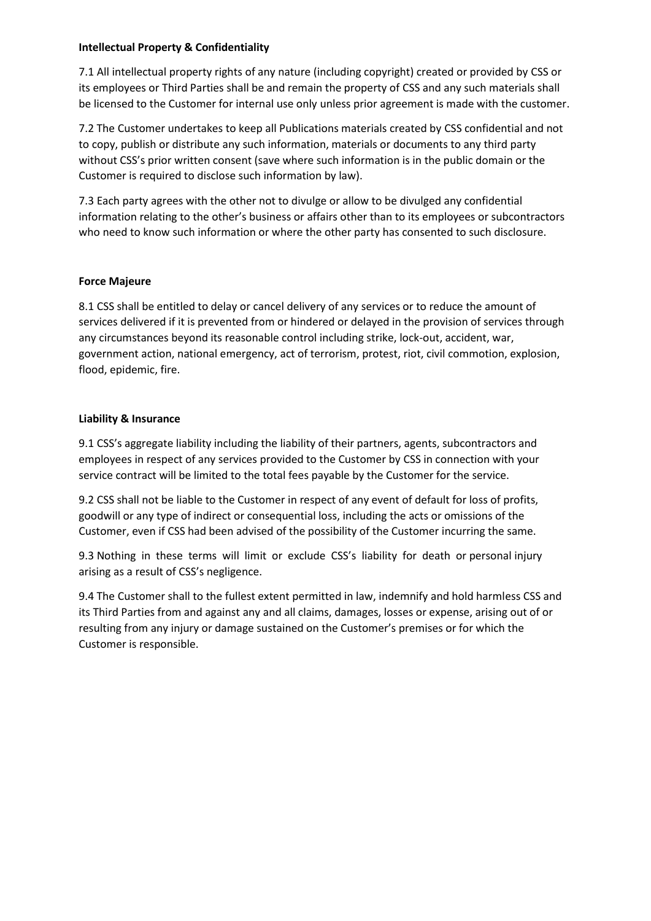**Intellectual Property & Confidentiality**

7.1 All intellectual property rights of any nature (including copyright) created or provided by CSS or its employees or Third Parties shall be and remain the property of CSS and any such materials shall be licensed to the Customer for internal use only unless prior agreement is made with the customer.

7.2 The Customer undertakes to keep all Publications materials created by CSS confidential and not to copy, publish or distribute any such information, materials or documents to any third party without CSS's prior written consent (save where such information is in the public domain or the Customer is required to disclose such information by law).

7.3 Each party agrees with the other not to divulge or allow to be divulged any confidential information relating to the other's business or affairs other than to its employees or subcontractors who need to know such information or where the other party has consented to such disclosure.

**Force Majeure**

8.1 CSS shall be entitled to delay or cancel delivery of any services or to reduce the amount of services delivered if it is prevented from or hindered or delayed in the provision of services through any circumstances beyond its reasonable control including strike, lock-out, accident, war, government action, national emergency, act of terrorism, protest, riot, civil commotion, explosion, flood, epidemic, fire.

**Liability & Insurance**

9.1 CSS's aggregate liability including the liability of their partners, agents, subcontractors and employees in respect of any services provided to the Customer by CSS in connection with your service contract will be limited to the total fees payable by the Customer for the service.

9.2 CSS shall not be liable to the Customer in respect of any event of default for loss of profits, goodwill or any type of indirect or consequential loss, including the acts or omissions of the Customer, even if CSS had been advised of the possibility of the Customer incurring the same.

9.3 Nothing in these terms will limit or exclude CSS's liability for death or personal injury arising as a result of CSS's negligence.

9.4 The Customer shall to the fullest extent permitted in law, indemnify and hold harmless CSS and its Third Parties from and against any and all claims, damages, losses or expense, arising out of or resulting from any injury or damage sustained on the Customer's premises or for which the Customer is responsible.